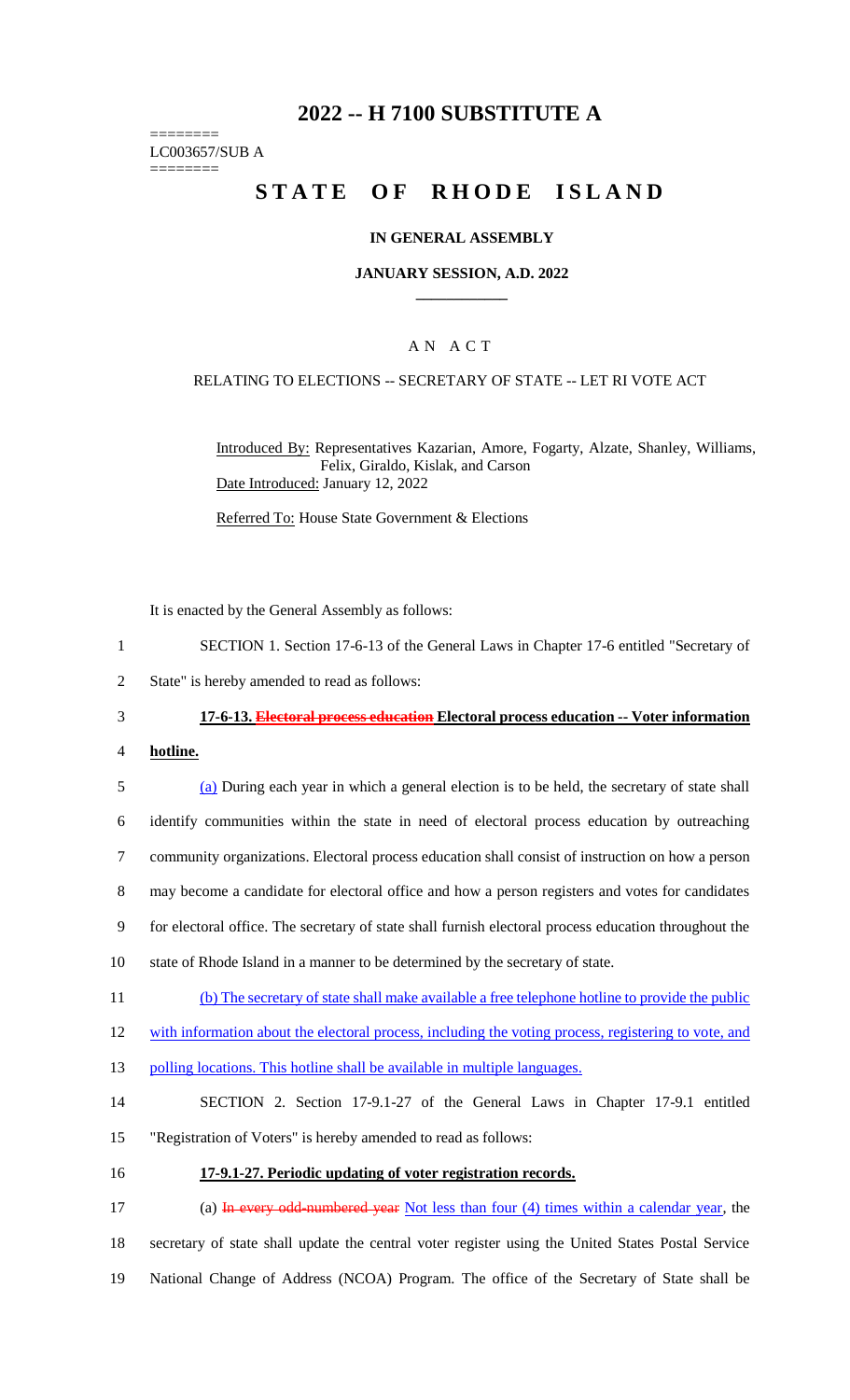# 2022 -- H 7100 SUBSTITUTE A

========
LC003657/SUB A
========

# STATE OF RHODE ISLAND

## IN GENERAL ASSEMBLY

### JANUARY SESSION, A.D. 2022

____________

## A N A C T

RELATING TO ELECTIONS -- SECRETARY OF STATE -- LET RI VOTE ACT

Introduced By: Representatives Kazarian, Amore, Fogarty, Alzate, Shanley, Williams, Felix, Giraldo, Kislak, and Carson
Date Introduced: January 12, 2022

Referred To: House State Government & Elections

It is enacted by the General Assembly as follows:

1 SECTION 1. Section 17-6-13 of the General Laws in Chapter 17-6 entitled "Secretary of
2 State" is hereby amended to read as follows:

3 **17-6-13. ~~Electoral process education~~ Electoral process education -- Voter information**
4 **hotline.**

5 (a) During each year in which a general election is to be held, the secretary of state shall
6 identify communities within the state in need of electoral process education by outreaching
7 community organizations. Electoral process education shall consist of instruction on how a person
8 may become a candidate for electoral office and how a person registers and votes for candidates
9 for electoral office. The secretary of state shall furnish electoral process education throughout the
10 state of Rhode Island in a manner to be determined by the secretary of state.

11 (b) The secretary of state shall make available a free telephone hotline to provide the public
12 with information about the electoral process, including the voting process, registering to vote, and
13 polling locations. This hotline shall be available in multiple languages.

14 SECTION 2. Section 17-9.1-27 of the General Laws in Chapter 17-9.1 entitled
15 "Registration of Voters" is hereby amended to read as follows:

16 **17-9.1-27. Periodic updating of voter registration records.**

17 (a) ~~In every odd-numbered year~~ Not less than four (4) times within a calendar year, the
18 secretary of state shall update the central voter register using the United States Postal Service
19 National Change of Address (NCOA) Program. The office of the Secretary of State shall be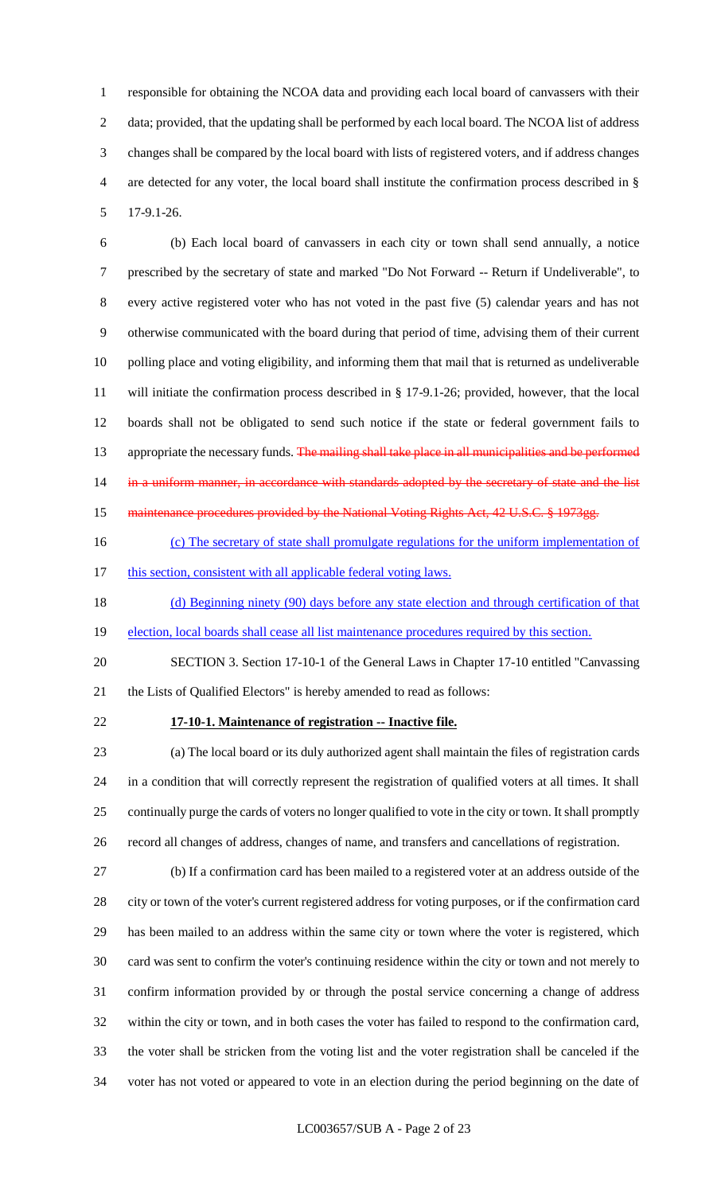responsible for obtaining the NCOA data and providing each local board of canvassers with their data; provided, that the updating shall be performed by each local board. The NCOA list of address changes shall be compared by the local board with lists of registered voters, and if address changes are detected for any voter, the local board shall institute the confirmation process described in § 17-9.1-26.

(b) Each local board of canvassers in each city or town shall send annually, a notice prescribed by the secretary of state and marked "Do Not Forward -- Return if Undeliverable", to every active registered voter who has not voted in the past five (5) calendar years and has not otherwise communicated with the board during that period of time, advising them of their current polling place and voting eligibility, and informing them that mail that is returned as undeliverable will initiate the confirmation process described in § 17-9.1-26; provided, however, that the local boards shall not be obligated to send such notice if the state or federal government fails to appropriate the necessary funds. ~~The mailing shall take place in all municipalities and be performed in a uniform manner, in accordance with standards adopted by the secretary of state and the list maintenance procedures provided by the National Voting Rights Act, 42 U.S.C. § 1973gg.~~

<u>(c) The secretary of state shall promulgate regulations for the uniform implementation of this section, consistent with all applicable federal voting laws.</u>

<u>(d) Beginning ninety (90) days before any state election and through certification of that election, local boards shall cease all list maintenance procedures required by this section.</u>

SECTION 3. Section 17-10-1 of the General Laws in Chapter 17-10 entitled "Canvassing the Lists of Qualified Electors" is hereby amended to read as follows:

**17-10-1. Maintenance of registration -- Inactive file.**

(a) The local board or its duly authorized agent shall maintain the files of registration cards in a condition that will correctly represent the registration of qualified voters at all times. It shall continually purge the cards of voters no longer qualified to vote in the city or town. It shall promptly record all changes of address, changes of name, and transfers and cancellations of registration.

(b) If a confirmation card has been mailed to a registered voter at an address outside of the city or town of the voter's current registered address for voting purposes, or if the confirmation card has been mailed to an address within the same city or town where the voter is registered, which card was sent to confirm the voter's continuing residence within the city or town and not merely to confirm information provided by or through the postal service concerning a change of address within the city or town, and in both cases the voter has failed to respond to the confirmation card, the voter shall be stricken from the voting list and the voter registration shall be canceled if the voter has not voted or appeared to vote in an election during the period beginning on the date of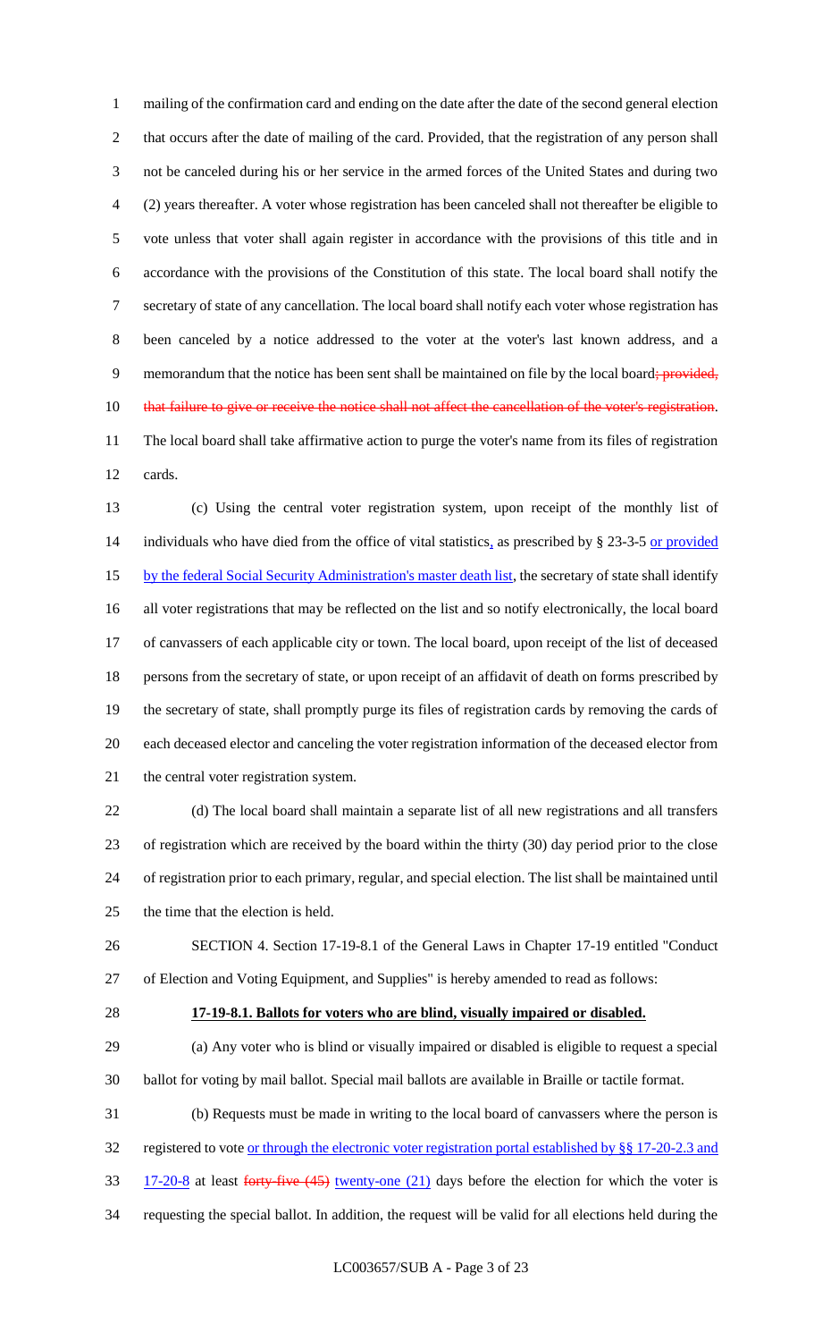mailing of the confirmation card and ending on the date after the date of the second general election that occurs after the date of mailing of the card. Provided, that the registration of any person shall not be canceled during his or her service in the armed forces of the United States and during two (2) years thereafter. A voter whose registration has been canceled shall not thereafter be eligible to vote unless that voter shall again register in accordance with the provisions of this title and in accordance with the provisions of the Constitution of this state. The local board shall notify the secretary of state of any cancellation. The local board shall notify each voter whose registration has been canceled by a notice addressed to the voter at the voter's last known address, and a memorandum that the notice has been sent shall be maintained on file by the local board~~; provided, that failure to give or receive the notice shall not affect the cancellation of the voter's registration~~. The local board shall take affirmative action to purge the voter's name from its files of registration cards.

(c) Using the central voter registration system, upon receipt of the monthly list of individuals who have died from the office of vital statistics, as prescribed by § 23-3-5 or provided by the federal Social Security Administration's master death list, the secretary of state shall identify all voter registrations that may be reflected on the list and so notify electronically, the local board of canvassers of each applicable city or town. The local board, upon receipt of the list of deceased persons from the secretary of state, or upon receipt of an affidavit of death on forms prescribed by the secretary of state, shall promptly purge its files of registration cards by removing the cards of each deceased elector and canceling the voter registration information of the deceased elector from the central voter registration system.

(d) The local board shall maintain a separate list of all new registrations and all transfers of registration which are received by the board within the thirty (30) day period prior to the close of registration prior to each primary, regular, and special election. The list shall be maintained until the time that the election is held.

SECTION 4. Section 17-19-8.1 of the General Laws in Chapter 17-19 entitled "Conduct of Election and Voting Equipment, and Supplies" is hereby amended to read as follows:

**17-19-8.1. Ballots for voters who are blind, visually impaired or disabled.**

(a) Any voter who is blind or visually impaired or disabled is eligible to request a special ballot for voting by mail ballot. Special mail ballots are available in Braille or tactile format.

(b) Requests must be made in writing to the local board of canvassers where the person is registered to vote or through the electronic voter registration portal established by §§ 17-20-2.3 and 17-20-8 at least ~~forty-five (45)~~ twenty-one (21) days before the election for which the voter is requesting the special ballot. In addition, the request will be valid for all elections held during the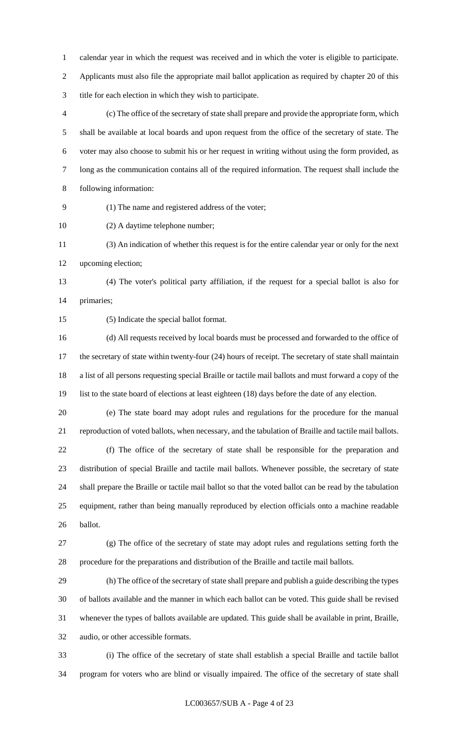calendar year in which the request was received and in which the voter is eligible to participate. Applicants must also file the appropriate mail ballot application as required by chapter 20 of this title for each election in which they wish to participate.

(c) The office of the secretary of state shall prepare and provide the appropriate form, which shall be available at local boards and upon request from the office of the secretary of state. The voter may also choose to submit his or her request in writing without using the form provided, as long as the communication contains all of the required information. The request shall include the following information:

(1) The name and registered address of the voter;

(2) A daytime telephone number;

(3) An indication of whether this request is for the entire calendar year or only for the next upcoming election;

(4) The voter's political party affiliation, if the request for a special ballot is also for primaries;

(5) Indicate the special ballot format.

(d) All requests received by local boards must be processed and forwarded to the office of the secretary of state within twenty-four (24) hours of receipt. The secretary of state shall maintain a list of all persons requesting special Braille or tactile mail ballots and must forward a copy of the list to the state board of elections at least eighteen (18) days before the date of any election.

(e) The state board may adopt rules and regulations for the procedure for the manual reproduction of voted ballots, when necessary, and the tabulation of Braille and tactile mail ballots.

(f) The office of the secretary of state shall be responsible for the preparation and distribution of special Braille and tactile mail ballots. Whenever possible, the secretary of state shall prepare the Braille or tactile mail ballot so that the voted ballot can be read by the tabulation equipment, rather than being manually reproduced by election officials onto a machine readable ballot.

(g) The office of the secretary of state may adopt rules and regulations setting forth the procedure for the preparations and distribution of the Braille and tactile mail ballots.

(h) The office of the secretary of state shall prepare and publish a guide describing the types of ballots available and the manner in which each ballot can be voted. This guide shall be revised whenever the types of ballots available are updated. This guide shall be available in print, Braille, audio, or other accessible formats.

(i) The office of the secretary of state shall establish a special Braille and tactile ballot program for voters who are blind or visually impaired. The office of the secretary of state shall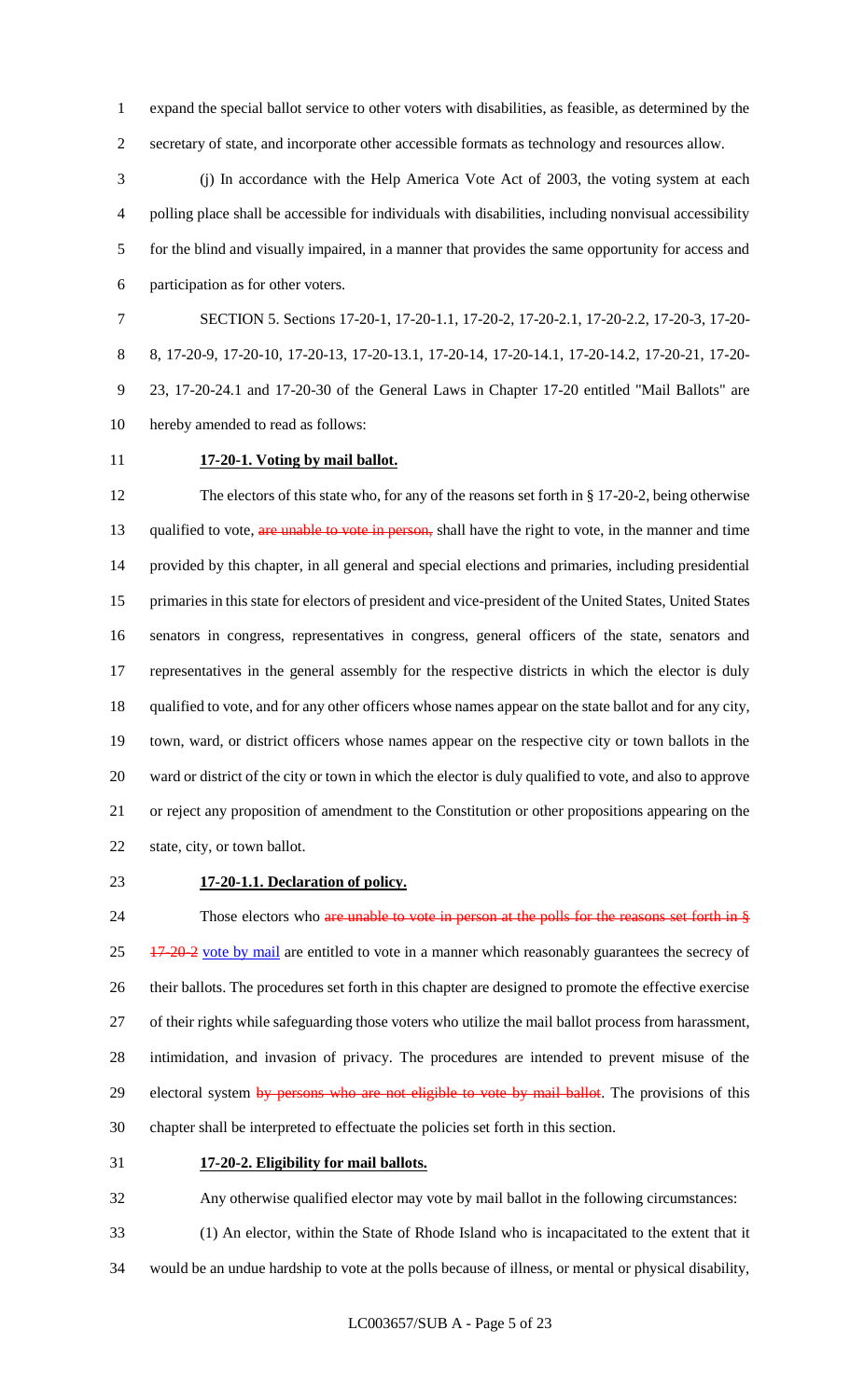expand the special ballot service to other voters with disabilities, as feasible, as determined by the secretary of state, and incorporate other accessible formats as technology and resources allow.

(j) In accordance with the Help America Vote Act of 2003, the voting system at each polling place shall be accessible for individuals with disabilities, including nonvisual accessibility for the blind and visually impaired, in a manner that provides the same opportunity for access and participation as for other voters.

SECTION 5. Sections 17-20-1, 17-20-1.1, 17-20-2, 17-20-2.1, 17-20-2.2, 17-20-3, 17-20-8, 17-20-9, 17-20-10, 17-20-13, 17-20-13.1, 17-20-14, 17-20-14.1, 17-20-14.2, 17-20-21, 17-20-23, 17-20-24.1 and 17-20-30 of the General Laws in Chapter 17-20 entitled "Mail Ballots" are hereby amended to read as follows:

**17-20-1. Voting by mail ballot.**

The electors of this state who, for any of the reasons set forth in § 17-20-2, being otherwise qualified to vote, ~~are unable to vote in person,~~ shall have the right to vote, in the manner and time provided by this chapter, in all general and special elections and primaries, including presidential primaries in this state for electors of president and vice-president of the United States, United States senators in congress, representatives in congress, general officers of the state, senators and representatives in the general assembly for the respective districts in which the elector is duly qualified to vote, and for any other officers whose names appear on the state ballot and for any city, town, ward, or district officers whose names appear on the respective city or town ballots in the ward or district of the city or town in which the elector is duly qualified to vote, and also to approve or reject any proposition of amendment to the Constitution or other propositions appearing on the state, city, or town ballot.

**17-20-1.1. Declaration of policy.**

Those electors who ~~are unable to vote in person at the polls for the reasons set forth in § 17-20-2~~ <u>vote by mail</u> are entitled to vote in a manner which reasonably guarantees the secrecy of their ballots. The procedures set forth in this chapter are designed to promote the effective exercise of their rights while safeguarding those voters who utilize the mail ballot process from harassment, intimidation, and invasion of privacy. The procedures are intended to prevent misuse of the electoral system ~~by persons who are not eligible to vote by mail ballot~~. The provisions of this chapter shall be interpreted to effectuate the policies set forth in this section.

**17-20-2. Eligibility for mail ballots.**

Any otherwise qualified elector may vote by mail ballot in the following circumstances:

(1) An elector, within the State of Rhode Island who is incapacitated to the extent that it would be an undue hardship to vote at the polls because of illness, or mental or physical disability,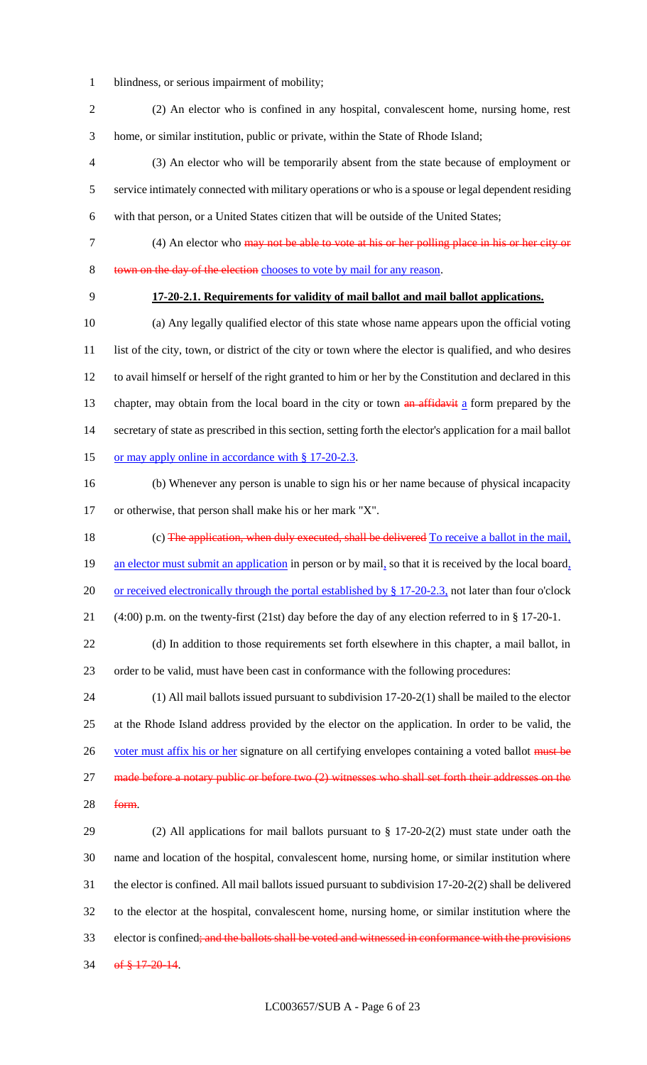blindness, or serious impairment of mobility;

(2) An elector who is confined in any hospital, convalescent home, nursing home, rest home, or similar institution, public or private, within the State of Rhode Island;

(3) An elector who will be temporarily absent from the state because of employment or service intimately connected with military operations or who is a spouse or legal dependent residing with that person, or a United States citizen that will be outside of the United States;

(4) An elector who ~~may not be able to vote at his or her polling place in his or her city or town on the day of the election~~ chooses to vote by mail for any reason.

**17-20-2.1. Requirements for validity of mail ballot and mail ballot applications.**

(a) Any legally qualified elector of this state whose name appears upon the official voting list of the city, town, or district of the city or town where the elector is qualified, and who desires to avail himself or herself of the right granted to him or her by the Constitution and declared in this chapter, may obtain from the local board in the city or town ~~an affidavit~~ a form prepared by the secretary of state as prescribed in this section, setting forth the elector's application for a mail ballot or may apply online in accordance with § 17-20-2.3.

(b) Whenever any person is unable to sign his or her name because of physical incapacity or otherwise, that person shall make his or her mark "X".

(c) ~~The application, when duly executed, shall be delivered~~ To receive a ballot in the mail, an elector must submit an application in person or by mail, so that it is received by the local board, or received electronically through the portal established by § 17-20-2.3, not later than four o'clock (4:00) p.m. on the twenty-first (21st) day before the day of any election referred to in § 17-20-1.

(d) In addition to those requirements set forth elsewhere in this chapter, a mail ballot, in order to be valid, must have been cast in conformance with the following procedures:

(1) All mail ballots issued pursuant to subdivision 17-20-2(1) shall be mailed to the elector at the Rhode Island address provided by the elector on the application. In order to be valid, the voter must affix his or her signature on all certifying envelopes containing a voted ballot ~~must be made before a notary public or before two (2) witnesses who shall set forth their addresses on the form~~.

(2) All applications for mail ballots pursuant to § 17-20-2(2) must state under oath the name and location of the hospital, convalescent home, nursing home, or similar institution where the elector is confined. All mail ballots issued pursuant to subdivision 17-20-2(2) shall be delivered to the elector at the hospital, convalescent home, nursing home, or similar institution where the elector is confined~~; and the ballots shall be voted and witnessed in conformance with the provisions of § 17-20-14~~.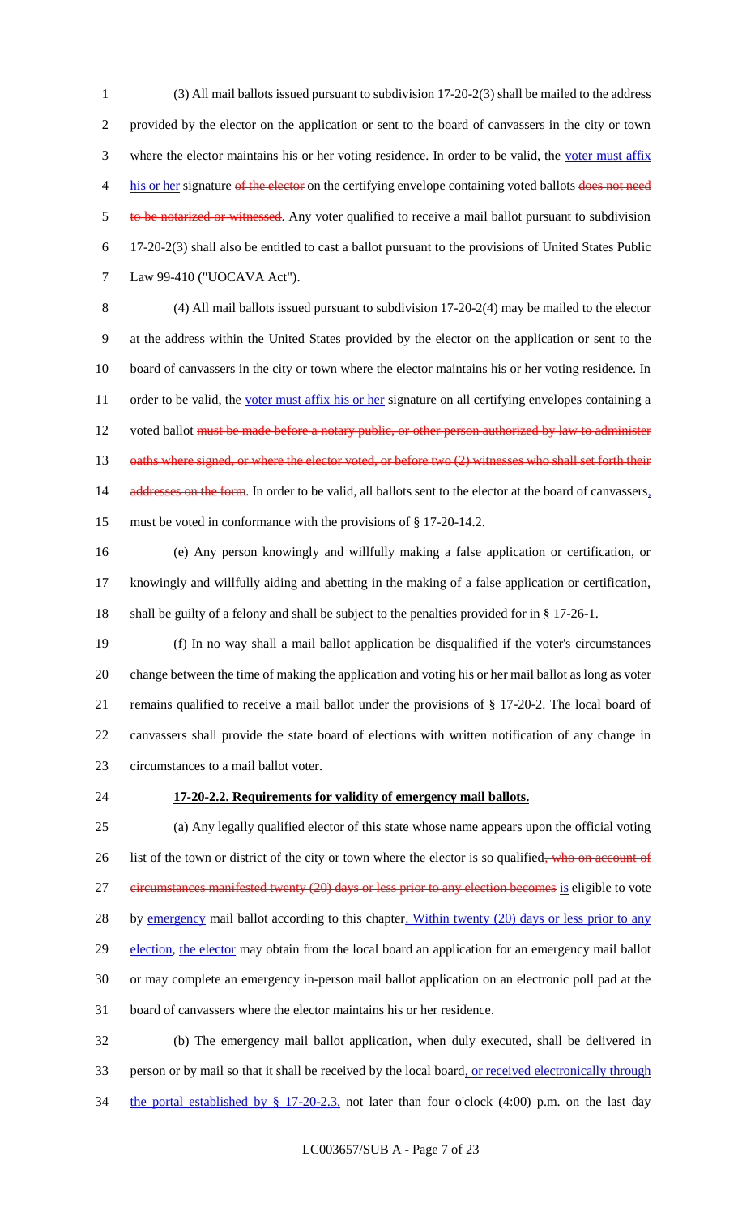(3) All mail ballots issued pursuant to subdivision 17-20-2(3) shall be mailed to the address provided by the elector on the application or sent to the board of canvassers in the city or town where the elector maintains his or her voting residence. In order to be valid, the voter must affix his or her signature ~~of the elector~~ on the certifying envelope containing voted ballots ~~does not need to be notarized or witnessed~~. Any voter qualified to receive a mail ballot pursuant to subdivision 17-20-2(3) shall also be entitled to cast a ballot pursuant to the provisions of United States Public Law 99-410 ("UOCAVA Act").

(4) All mail ballots issued pursuant to subdivision 17-20-2(4) may be mailed to the elector at the address within the United States provided by the elector on the application or sent to the board of canvassers in the city or town where the elector maintains his or her voting residence. In order to be valid, the voter must affix his or her signature on all certifying envelopes containing a voted ballot ~~must be made before a notary public, or other person authorized by law to administer oaths where signed, or where the elector voted, or before two (2) witnesses who shall set forth their addresses on the form~~. In order to be valid, all ballots sent to the elector at the board of canvassers, must be voted in conformance with the provisions of § 17-20-14.2.

(e) Any person knowingly and willfully making a false application or certification, or knowingly and willfully aiding and abetting in the making of a false application or certification, shall be guilty of a felony and shall be subject to the penalties provided for in § 17-26-1.

(f) In no way shall a mail ballot application be disqualified if the voter's circumstances change between the time of making the application and voting his or her mail ballot as long as voter remains qualified to receive a mail ballot under the provisions of § 17-20-2. The local board of canvassers shall provide the state board of elections with written notification of any change in circumstances to a mail ballot voter.

**17-20-2.2. Requirements for validity of emergency mail ballots.**

(a) Any legally qualified elector of this state whose name appears upon the official voting list of the town or district of the city or town where the elector is so qualified~~, who on account of circumstances manifested twenty (20) days or less prior to any election becomes~~ is eligible to vote by emergency mail ballot according to this chapter. Within twenty (20) days or less prior to any election, the elector may obtain from the local board an application for an emergency mail ballot or may complete an emergency in-person mail ballot application on an electronic poll pad at the board of canvassers where the elector maintains his or her residence.

(b) The emergency mail ballot application, when duly executed, shall be delivered in person or by mail so that it shall be received by the local board, or received electronically through the portal established by § 17-20-2.3, not later than four o'clock (4:00) p.m. on the last day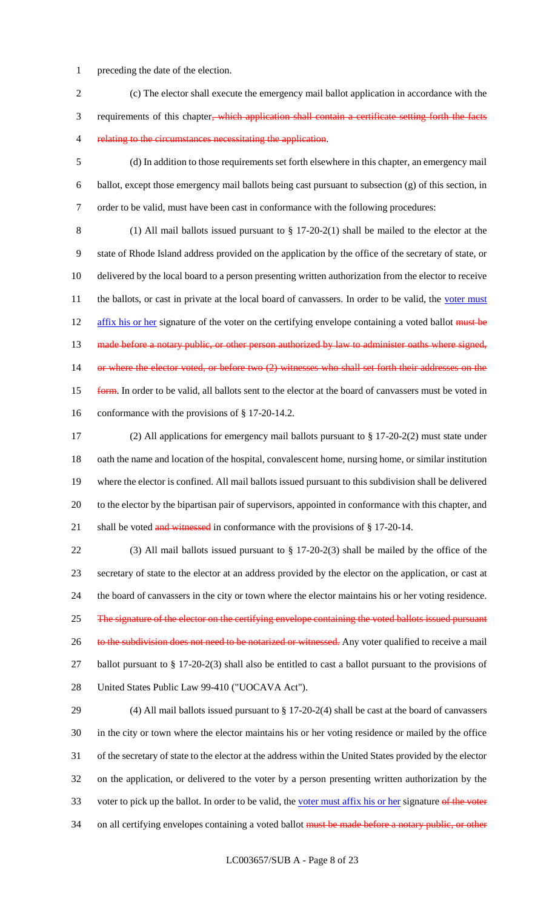preceding the date of the election.

(c) The elector shall execute the emergency mail ballot application in accordance with the requirements of this chapter, which application shall contain a certificate setting forth the facts relating to the circumstances necessitating the application.

(d) In addition to those requirements set forth elsewhere in this chapter, an emergency mail ballot, except those emergency mail ballots being cast pursuant to subsection (g) of this section, in order to be valid, must have been cast in conformance with the following procedures:

(1) All mail ballots issued pursuant to § 17-20-2(1) shall be mailed to the elector at the state of Rhode Island address provided on the application by the office of the secretary of state, or delivered by the local board to a person presenting written authorization from the elector to receive the ballots, or cast in private at the local board of canvassers. In order to be valid, the voter must affix his or her signature of the voter on the certifying envelope containing a voted ballot must be made before a notary public, or other person authorized by law to administer oaths where signed, or where the elector voted, or before two (2) witnesses who shall set forth their addresses on the form. In order to be valid, all ballots sent to the elector at the board of canvassers must be voted in conformance with the provisions of § 17-20-14.2.

(2) All applications for emergency mail ballots pursuant to § 17-20-2(2) must state under oath the name and location of the hospital, convalescent home, nursing home, or similar institution where the elector is confined. All mail ballots issued pursuant to this subdivision shall be delivered to the elector by the bipartisan pair of supervisors, appointed in conformance with this chapter, and shall be voted and witnessed in conformance with the provisions of § 17-20-14.

(3) All mail ballots issued pursuant to § 17-20-2(3) shall be mailed by the office of the secretary of state to the elector at an address provided by the elector on the application, or cast at the board of canvassers in the city or town where the elector maintains his or her voting residence. The signature of the elector on the certifying envelope containing the voted ballots issued pursuant to the subdivision does not need to be notarized or witnessed. Any voter qualified to receive a mail ballot pursuant to § 17-20-2(3) shall also be entitled to cast a ballot pursuant to the provisions of United States Public Law 99-410 ("UOCAVA Act").

(4) All mail ballots issued pursuant to § 17-20-2(4) shall be cast at the board of canvassers in the city or town where the elector maintains his or her voting residence or mailed by the office of the secretary of state to the elector at the address within the United States provided by the elector on the application, or delivered to the voter by a person presenting written authorization by the voter to pick up the ballot. In order to be valid, the voter must affix his or her signature of the voter on all certifying envelopes containing a voted ballot must be made before a notary public, or other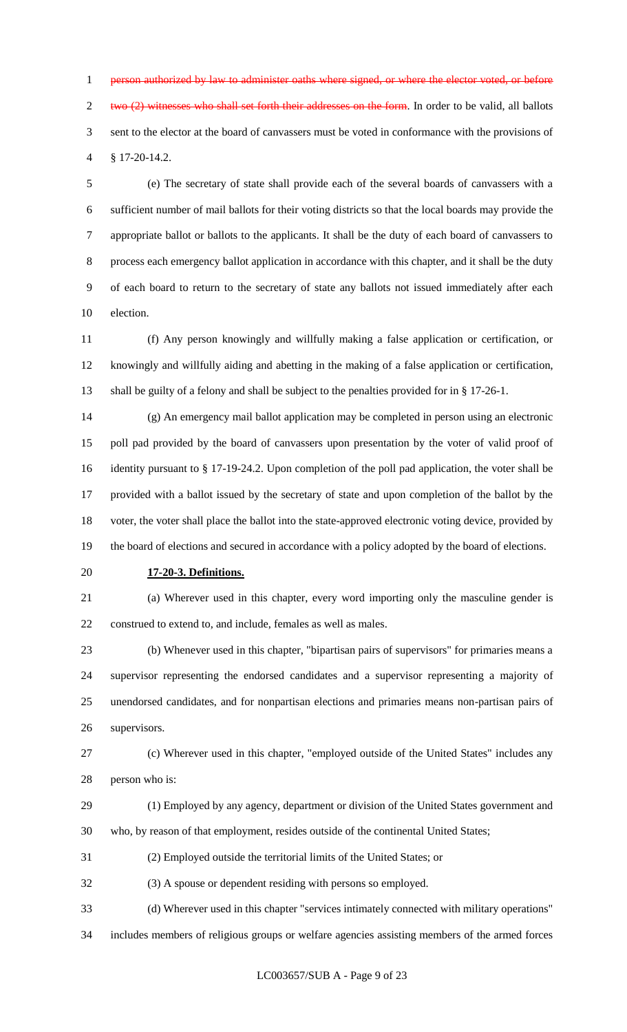~~person authorized by law to administer oaths where signed, or where the elector voted, or before two (2) witnesses who shall set forth their addresses on the form~~. In order to be valid, all ballots sent to the elector at the board of canvassers must be voted in conformance with the provisions of § 17-20-14.2.

(e) The secretary of state shall provide each of the several boards of canvassers with a sufficient number of mail ballots for their voting districts so that the local boards may provide the appropriate ballot or ballots to the applicants. It shall be the duty of each board of canvassers to process each emergency ballot application in accordance with this chapter, and it shall be the duty of each board to return to the secretary of state any ballots not issued immediately after each election.

(f) Any person knowingly and willfully making a false application or certification, or knowingly and willfully aiding and abetting in the making of a false application or certification, shall be guilty of a felony and shall be subject to the penalties provided for in § 17-26-1.

(g) An emergency mail ballot application may be completed in person using an electronic poll pad provided by the board of canvassers upon presentation by the voter of valid proof of identity pursuant to § 17-19-24.2. Upon completion of the poll pad application, the voter shall be provided with a ballot issued by the secretary of state and upon completion of the ballot by the voter, the voter shall place the ballot into the state-approved electronic voting device, provided by the board of elections and secured in accordance with a policy adopted by the board of elections.

**17-20-3. Definitions.**

(a) Wherever used in this chapter, every word importing only the masculine gender is construed to extend to, and include, females as well as males.

(b) Whenever used in this chapter, "bipartisan pairs of supervisors" for primaries means a supervisor representing the endorsed candidates and a supervisor representing a majority of unendorsed candidates, and for nonpartisan elections and primaries means non-partisan pairs of supervisors.

(c) Wherever used in this chapter, "employed outside of the United States" includes any person who is:

(1) Employed by any agency, department or division of the United States government and who, by reason of that employment, resides outside of the continental United States;

(2) Employed outside the territorial limits of the United States; or

(3) A spouse or dependent residing with persons so employed.

(d) Wherever used in this chapter "services intimately connected with military operations" includes members of religious groups or welfare agencies assisting members of the armed forces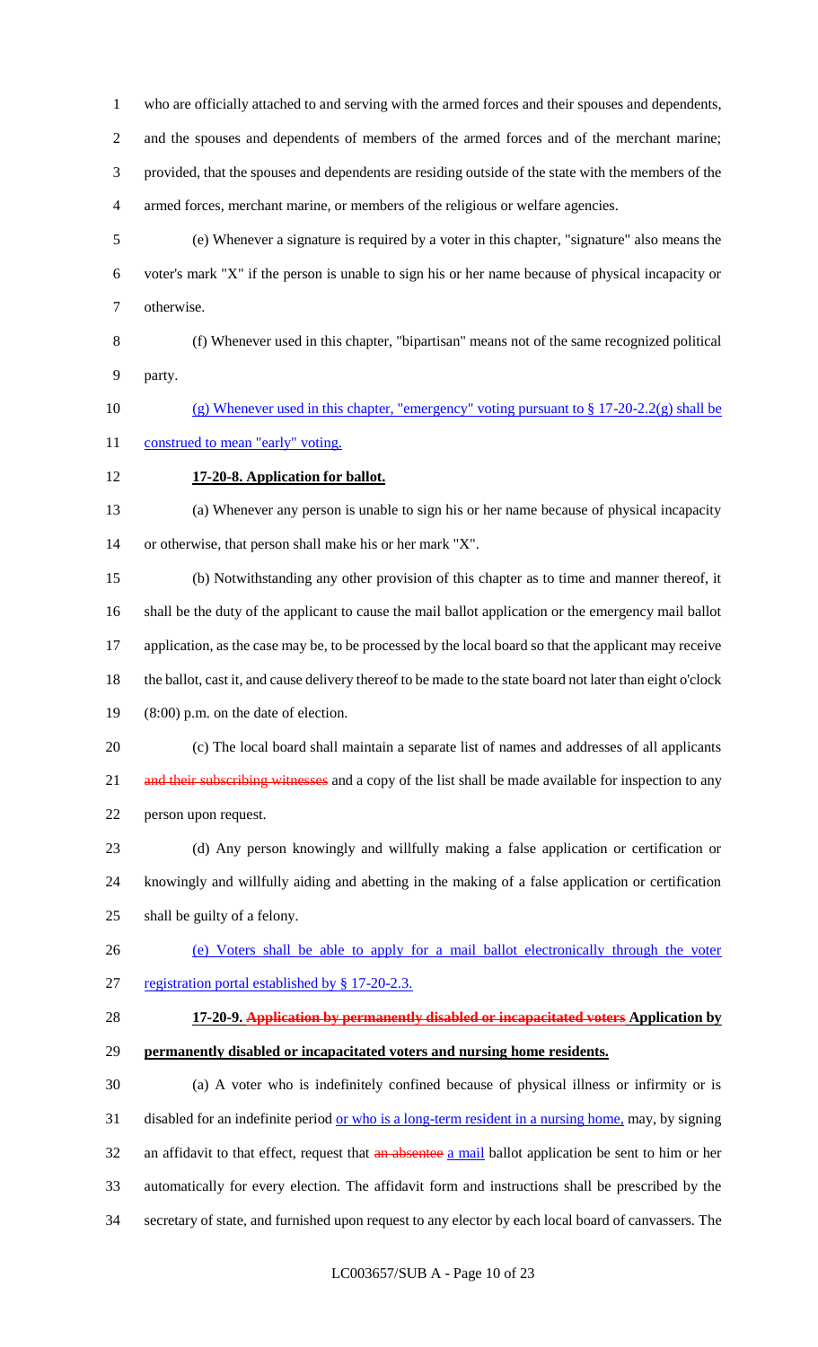who are officially attached to and serving with the armed forces and their spouses and dependents, and the spouses and dependents of members of the armed forces and of the merchant marine; provided, that the spouses and dependents are residing outside of the state with the members of the armed forces, merchant marine, or members of the religious or welfare agencies.

(e) Whenever a signature is required by a voter in this chapter, "signature" also means the voter's mark "X" if the person is unable to sign his or her name because of physical incapacity or otherwise.

(f) Whenever used in this chapter, "bipartisan" means not of the same recognized political party.

<u>(g) Whenever used in this chapter, "emergency" voting pursuant to § 17-20-2.2(g) shall be construed to mean "early" voting.</u>

**17-20-8. Application for ballot.**

(a) Whenever any person is unable to sign his or her name because of physical incapacity or otherwise, that person shall make his or her mark "X".

(b) Notwithstanding any other provision of this chapter as to time and manner thereof, it shall be the duty of the applicant to cause the mail ballot application or the emergency mail ballot application, as the case may be, to be processed by the local board so that the applicant may receive the ballot, cast it, and cause delivery thereof to be made to the state board not later than eight o'clock (8:00) p.m. on the date of election.

(c) The local board shall maintain a separate list of names and addresses of all applicants ~~and their subscribing witnesses~~ and a copy of the list shall be made available for inspection to any person upon request.

(d) Any person knowingly and willfully making a false application or certification or knowingly and willfully aiding and abetting in the making of a false application or certification shall be guilty of a felony.

<u>(e) Voters shall be able to apply for a mail ballot electronically through the voter registration portal established by § 17-20-2.3.</u>

**17-20-9. ~~Application by permanently disabled or incapacitated voters~~ <u>Application by permanently disabled or incapacitated voters and nursing home residents.</u>**

(a) A voter who is indefinitely confined because of physical illness or infirmity or is disabled for an indefinite period <u>or who is a long-term resident in a nursing home,</u> may, by signing an affidavit to that effect, request that ~~an absentee~~ <u>a mail</u> ballot application be sent to him or her automatically for every election. The affidavit form and instructions shall be prescribed by the secretary of state, and furnished upon request to any elector by each local board of canvassers. The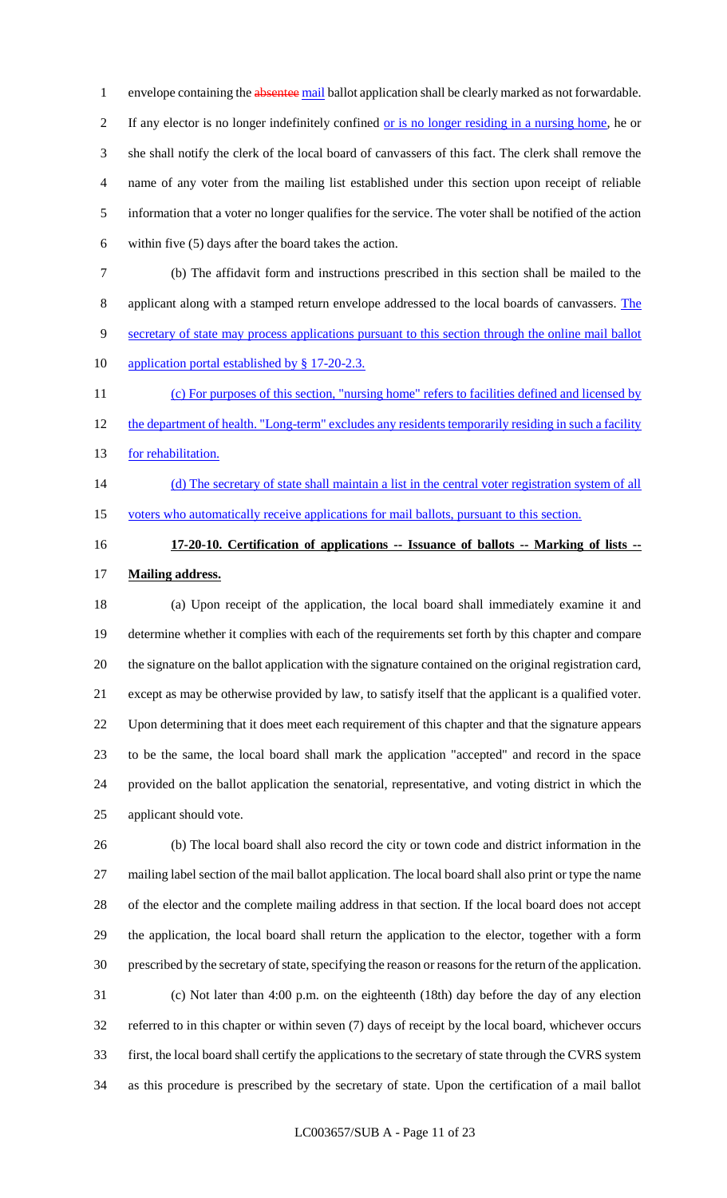envelope containing the ~~absentee~~ mail ballot application shall be clearly marked as not forwardable. If any elector is no longer indefinitely confined or is no longer residing in a nursing home, he or she shall notify the clerk of the local board of canvassers of this fact. The clerk shall remove the name of any voter from the mailing list established under this section upon receipt of reliable information that a voter no longer qualifies for the service. The voter shall be notified of the action within five (5) days after the board takes the action.

(b) The affidavit form and instructions prescribed in this section shall be mailed to the applicant along with a stamped return envelope addressed to the local boards of canvassers. The secretary of state may process applications pursuant to this section through the online mail ballot application portal established by § 17-20-2.3.

(c) For purposes of this section, "nursing home" refers to facilities defined and licensed by the department of health. "Long-term" excludes any residents temporarily residing in such a facility for rehabilitation.

(d) The secretary of state shall maintain a list in the central voter registration system of all voters who automatically receive applications for mail ballots, pursuant to this section.

**17-20-10. Certification of applications -- Issuance of ballots -- Marking of lists -- Mailing address.**

(a) Upon receipt of the application, the local board shall immediately examine it and determine whether it complies with each of the requirements set forth by this chapter and compare the signature on the ballot application with the signature contained on the original registration card, except as may be otherwise provided by law, to satisfy itself that the applicant is a qualified voter. Upon determining that it does meet each requirement of this chapter and that the signature appears to be the same, the local board shall mark the application "accepted" and record in the space provided on the ballot application the senatorial, representative, and voting district in which the applicant should vote.

(b) The local board shall also record the city or town code and district information in the mailing label section of the mail ballot application. The local board shall also print or type the name of the elector and the complete mailing address in that section. If the local board does not accept the application, the local board shall return the application to the elector, together with a form prescribed by the secretary of state, specifying the reason or reasons for the return of the application.

(c) Not later than 4:00 p.m. on the eighteenth (18th) day before the day of any election referred to in this chapter or within seven (7) days of receipt by the local board, whichever occurs first, the local board shall certify the applications to the secretary of state through the CVRS system as this procedure is prescribed by the secretary of state. Upon the certification of a mail ballot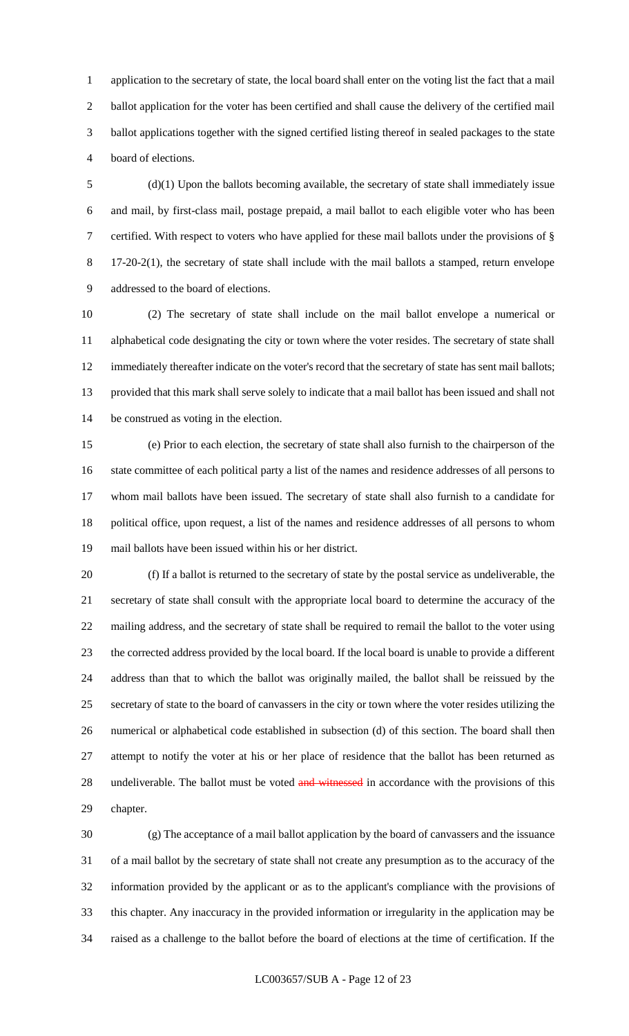application to the secretary of state, the local board shall enter on the voting list the fact that a mail ballot application for the voter has been certified and shall cause the delivery of the certified mail ballot applications together with the signed certified listing thereof in sealed packages to the state board of elections.

(d)(1) Upon the ballots becoming available, the secretary of state shall immediately issue and mail, by first-class mail, postage prepaid, a mail ballot to each eligible voter who has been certified. With respect to voters who have applied for these mail ballots under the provisions of § 17-20-2(1), the secretary of state shall include with the mail ballots a stamped, return envelope addressed to the board of elections.

(2) The secretary of state shall include on the mail ballot envelope a numerical or alphabetical code designating the city or town where the voter resides. The secretary of state shall immediately thereafter indicate on the voter's record that the secretary of state has sent mail ballots; provided that this mark shall serve solely to indicate that a mail ballot has been issued and shall not be construed as voting in the election.

(e) Prior to each election, the secretary of state shall also furnish to the chairperson of the state committee of each political party a list of the names and residence addresses of all persons to whom mail ballots have been issued. The secretary of state shall also furnish to a candidate for political office, upon request, a list of the names and residence addresses of all persons to whom mail ballots have been issued within his or her district.

(f) If a ballot is returned to the secretary of state by the postal service as undeliverable, the secretary of state shall consult with the appropriate local board to determine the accuracy of the mailing address, and the secretary of state shall be required to remail the ballot to the voter using the corrected address provided by the local board. If the local board is unable to provide a different address than that to which the ballot was originally mailed, the ballot shall be reissued by the secretary of state to the board of canvassers in the city or town where the voter resides utilizing the numerical or alphabetical code established in subsection (d) of this section. The board shall then attempt to notify the voter at his or her place of residence that the ballot has been returned as undeliverable. The ballot must be voted ~~and witnessed~~ in accordance with the provisions of this chapter.

(g) The acceptance of a mail ballot application by the board of canvassers and the issuance of a mail ballot by the secretary of state shall not create any presumption as to the accuracy of the information provided by the applicant or as to the applicant's compliance with the provisions of this chapter. Any inaccuracy in the provided information or irregularity in the application may be raised as a challenge to the ballot before the board of elections at the time of certification. If the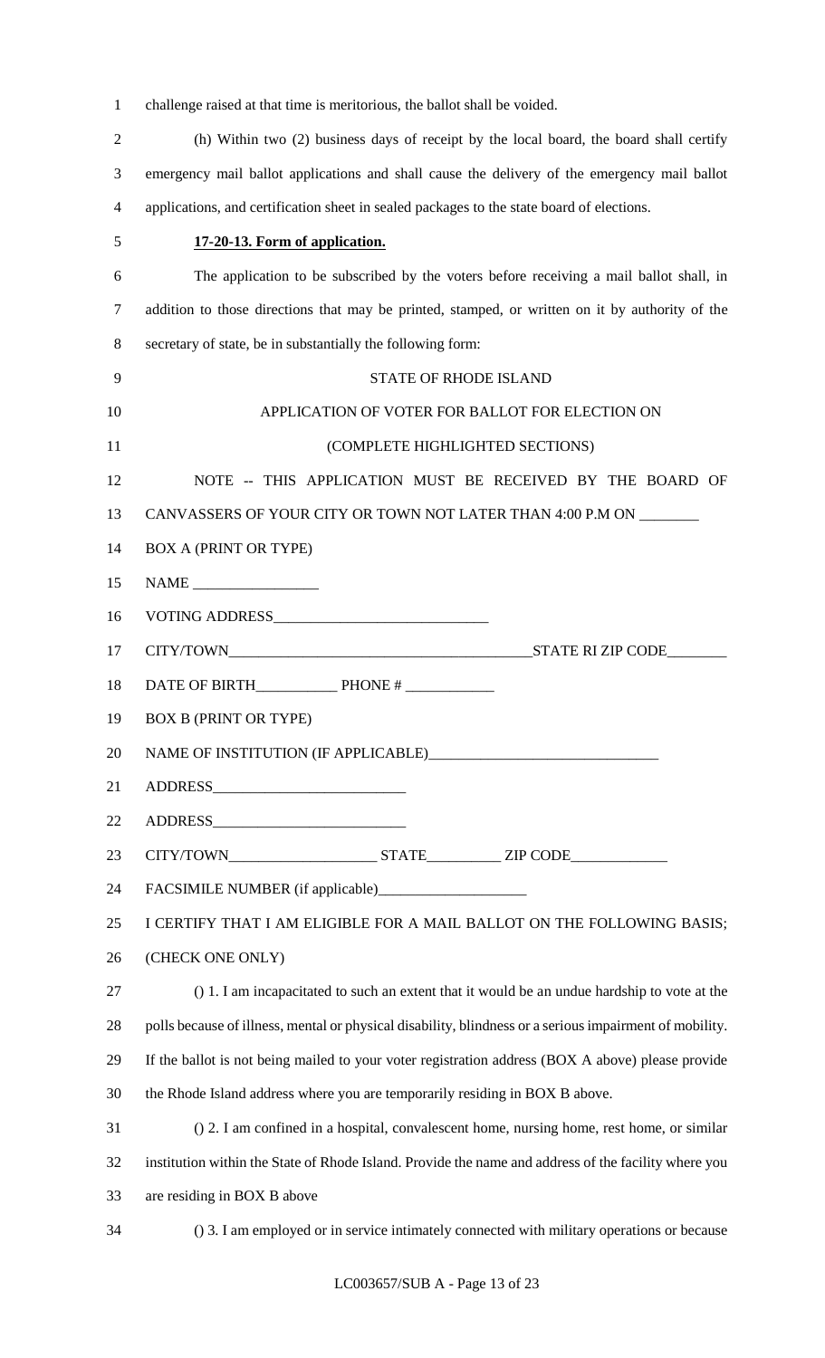challenge raised at that time is meritorious, the ballot shall be voided.

(h) Within two (2) business days of receipt by the local board, the board shall certify emergency mail ballot applications and shall cause the delivery of the emergency mail ballot applications, and certification sheet in sealed packages to the state board of elections.

**17-20-13. Form of application.**

The application to be subscribed by the voters before receiving a mail ballot shall, in addition to those directions that may be printed, stamped, or written on it by authority of the secretary of state, be in substantially the following form:

STATE OF RHODE ISLAND

APPLICATION OF VOTER FOR BALLOT FOR ELECTION ON

(COMPLETE HIGHLIGHTED SECTIONS)

NOTE -- THIS APPLICATION MUST BE RECEIVED BY THE BOARD OF CANVASSERS OF YOUR CITY OR TOWN NOT LATER THAN 4:00 P.M ON ________

BOX A (PRINT OR TYPE)

NAME _________________

VOTING ADDRESS_____________________________

CITY/TOWN_________________________________________STATE RI ZIP CODE________

DATE OF BIRTH___________ PHONE # ____________

BOX B (PRINT OR TYPE)

NAME OF INSTITUTION (IF APPLICABLE)_______________________________

ADDRESS__________________________

ADDRESS__________________________

CITY/TOWN____________________ STATE__________ ZIP CODE_____________

FACSIMILE NUMBER (if applicable)____________________

I CERTIFY THAT I AM ELIGIBLE FOR A MAIL BALLOT ON THE FOLLOWING BASIS; (CHECK ONE ONLY)

() 1. I am incapacitated to such an extent that it would be an undue hardship to vote at the polls because of illness, mental or physical disability, blindness or a serious impairment of mobility. If the ballot is not being mailed to your voter registration address (BOX A above) please provide the Rhode Island address where you are temporarily residing in BOX B above.

() 2. I am confined in a hospital, convalescent home, nursing home, rest home, or similar institution within the State of Rhode Island. Provide the name and address of the facility where you are residing in BOX B above

() 3. I am employed or in service intimately connected with military operations or because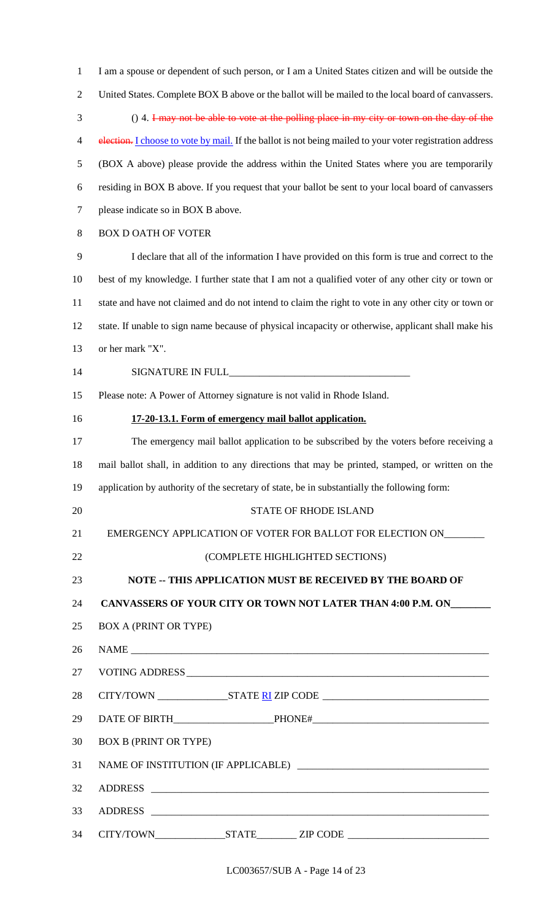I am a spouse or dependent of such person, or I am a United States citizen and will be outside the United States. Complete BOX B above or the ballot will be mailed to the local board of canvassers.

() 4. ~~I may not be able to vote at the polling place in my city or town on the day of the election.~~ I choose to vote by mail. If the ballot is not being mailed to your voter registration address (BOX A above) please provide the address within the United States where you are temporarily residing in BOX B above. If you request that your ballot be sent to your local board of canvassers please indicate so in BOX B above.

BOX D OATH OF VOTER

I declare that all of the information I have provided on this form is true and correct to the best of my knowledge. I further state that I am not a qualified voter of any other city or town or state and have not claimed and do not intend to claim the right to vote in any other city or town or state. If unable to sign name because of physical incapacity or otherwise, applicant shall make his or her mark "X".

SIGNATURE IN FULL___________________________________

Please note: A Power of Attorney signature is not valid in Rhode Island.

**17-20-13.1. Form of emergency mail ballot application.**

The emergency mail ballot application to be subscribed by the voters before receiving a mail ballot shall, in addition to any directions that may be printed, stamped, or written on the application by authority of the secretary of state, be in substantially the following form:

STATE OF RHODE ISLAND

EMERGENCY APPLICATION OF VOTER FOR BALLOT FOR ELECTION ON________

(COMPLETE HIGHLIGHTED SECTIONS)

**NOTE -- THIS APPLICATION MUST BE RECEIVED BY THE BOARD OF CANVASSERS OF YOUR CITY OR TOWN NOT LATER THAN 4:00 P.M. ON________**

BOX A (PRINT OR TYPE)

NAME ______________________________________________________________________

VOTING ADDRESS ___________________________________________________________

CITY/TOWN ______________STATE RI ZIP CODE _________________________________

DATE OF BIRTH____________________PHONE#__________________________________

BOX B (PRINT OR TYPE)

NAME OF INSTITUTION (IF APPLICABLE) _____________________________________

ADDRESS ___________________________________________________________________

ADDRESS ___________________________________________________________________

CITY/TOWN______________STATE________ ZIP CODE ___________________________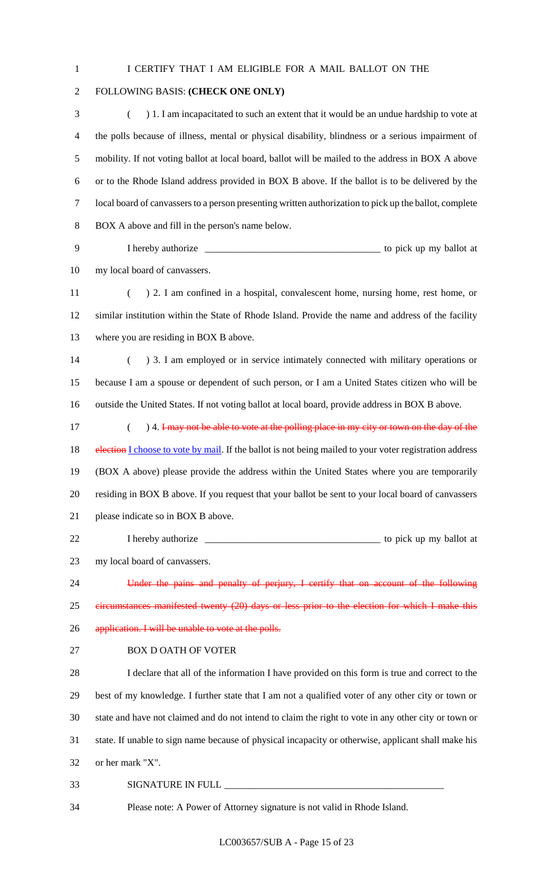I CERTIFY THAT I AM ELIGIBLE FOR A MAIL BALLOT ON THE FOLLOWING BASIS: **(CHECK ONE ONLY)**

( ) 1. I am incapacitated to such an extent that it would be an undue hardship to vote at the polls because of illness, mental or physical disability, blindness or a serious impairment of mobility. If not voting ballot at local board, ballot will be mailed to the address in BOX A above or to the Rhode Island address provided in BOX B above. If the ballot is to be delivered by the local board of canvassers to a person presenting written authorization to pick up the ballot, complete BOX A above and fill in the person's name below.

I hereby authorize ___________________________________ to pick up my ballot at my local board of canvassers.

( ) 2. I am confined in a hospital, convalescent home, nursing home, rest home, or similar institution within the State of Rhode Island. Provide the name and address of the facility where you are residing in BOX B above.

( ) 3. I am employed or in service intimately connected with military operations or because I am a spouse or dependent of such person, or I am a United States citizen who will be outside the United States. If not voting ballot at local board, provide address in BOX B above.

( ) 4. ~~I may not be able to vote at the polling place in my city or town on the day of the election~~ I choose to vote by mail. If the ballot is not being mailed to your voter registration address (BOX A above) please provide the address within the United States where you are temporarily residing in BOX B above. If you request that your ballot be sent to your local board of canvassers please indicate so in BOX B above.

I hereby authorize ___________________________________ to pick up my ballot at my local board of canvassers.

~~Under the pains and penalty of perjury, I certify that on account of the following circumstances manifested twenty (20) days or less prior to the election for which I make this application. I will be unable to vote at the polls.~~

BOX D OATH OF VOTER

I declare that all of the information I have provided on this form is true and correct to the best of my knowledge. I further state that I am not a qualified voter of any other city or town or state and have not claimed and do not intend to claim the right to vote in any other city or town or state. If unable to sign name because of physical incapacity or otherwise, applicant shall make his or her mark "X".

SIGNATURE IN FULL ______________________________________________

Please note: A Power of Attorney signature is not valid in Rhode Island.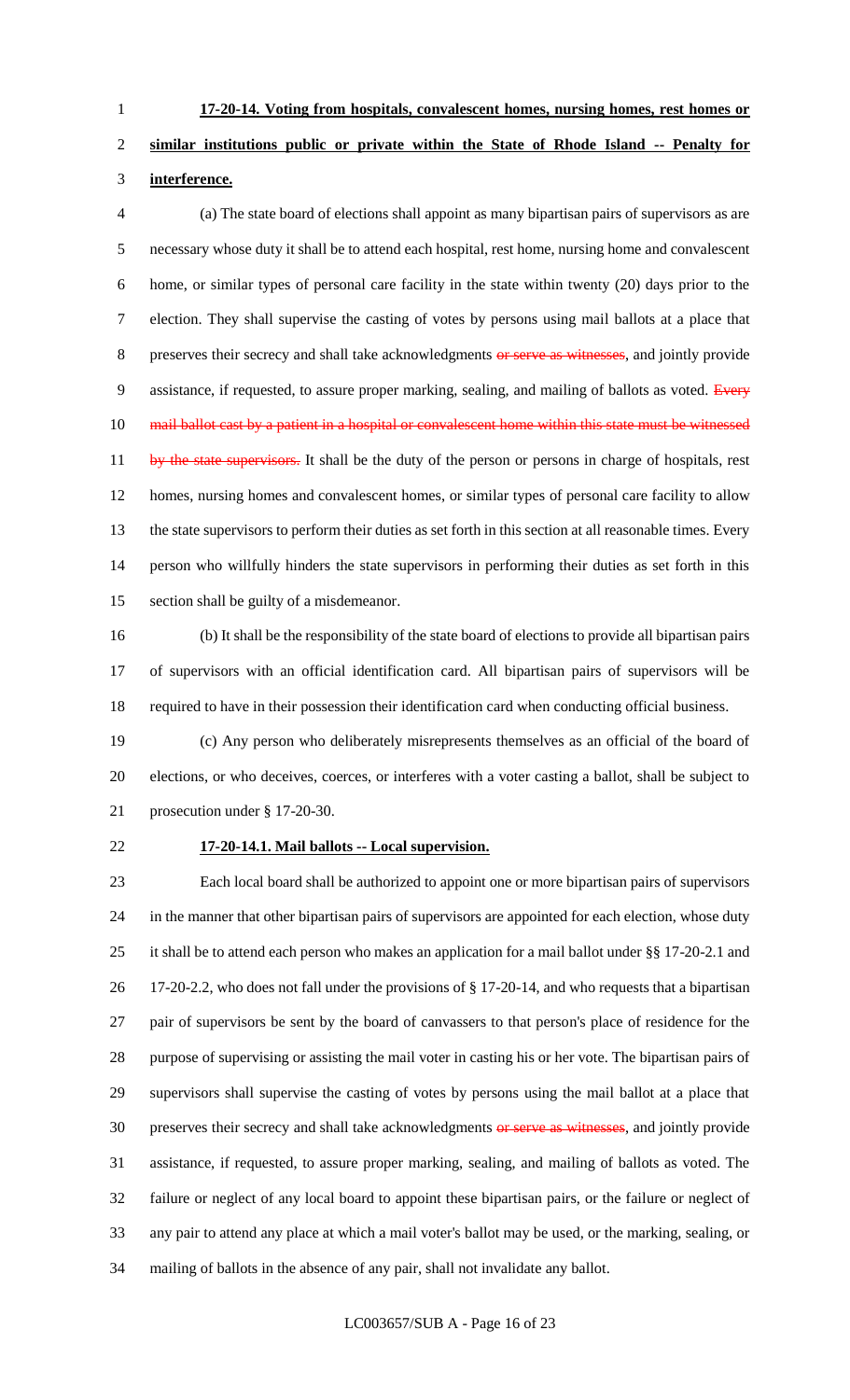**17-20-14. Voting from hospitals, convalescent homes, nursing homes, rest homes or similar institutions public or private within the State of Rhode Island -- Penalty for interference.**

(a) The state board of elections shall appoint as many bipartisan pairs of supervisors as are necessary whose duty it shall be to attend each hospital, rest home, nursing home and convalescent home, or similar types of personal care facility in the state within twenty (20) days prior to the election. They shall supervise the casting of votes by persons using mail ballots at a place that preserves their secrecy and shall take acknowledgments ~~or serve as witnesses~~, and jointly provide assistance, if requested, to assure proper marking, sealing, and mailing of ballots as voted. ~~Every mail ballot cast by a patient in a hospital or convalescent home within this state must be witnessed by the state supervisors.~~ It shall be the duty of the person or persons in charge of hospitals, rest homes, nursing homes and convalescent homes, or similar types of personal care facility to allow the state supervisors to perform their duties as set forth in this section at all reasonable times. Every person who willfully hinders the state supervisors in performing their duties as set forth in this section shall be guilty of a misdemeanor.

(b) It shall be the responsibility of the state board of elections to provide all bipartisan pairs of supervisors with an official identification card. All bipartisan pairs of supervisors will be required to have in their possession their identification card when conducting official business.

(c) Any person who deliberately misrepresents themselves as an official of the board of elections, or who deceives, coerces, or interferes with a voter casting a ballot, shall be subject to prosecution under § 17-20-30.

**17-20-14.1. Mail ballots -- Local supervision.**

Each local board shall be authorized to appoint one or more bipartisan pairs of supervisors in the manner that other bipartisan pairs of supervisors are appointed for each election, whose duty it shall be to attend each person who makes an application for a mail ballot under §§ 17-20-2.1 and 17-20-2.2, who does not fall under the provisions of § 17-20-14, and who requests that a bipartisan pair of supervisors be sent by the board of canvassers to that person's place of residence for the purpose of supervising or assisting the mail voter in casting his or her vote. The bipartisan pairs of supervisors shall supervise the casting of votes by persons using the mail ballot at a place that preserves their secrecy and shall take acknowledgments ~~or serve as witnesses~~, and jointly provide assistance, if requested, to assure proper marking, sealing, and mailing of ballots as voted. The failure or neglect of any local board to appoint these bipartisan pairs, or the failure or neglect of any pair to attend any place at which a mail voter's ballot may be used, or the marking, sealing, or mailing of ballots in the absence of any pair, shall not invalidate any ballot.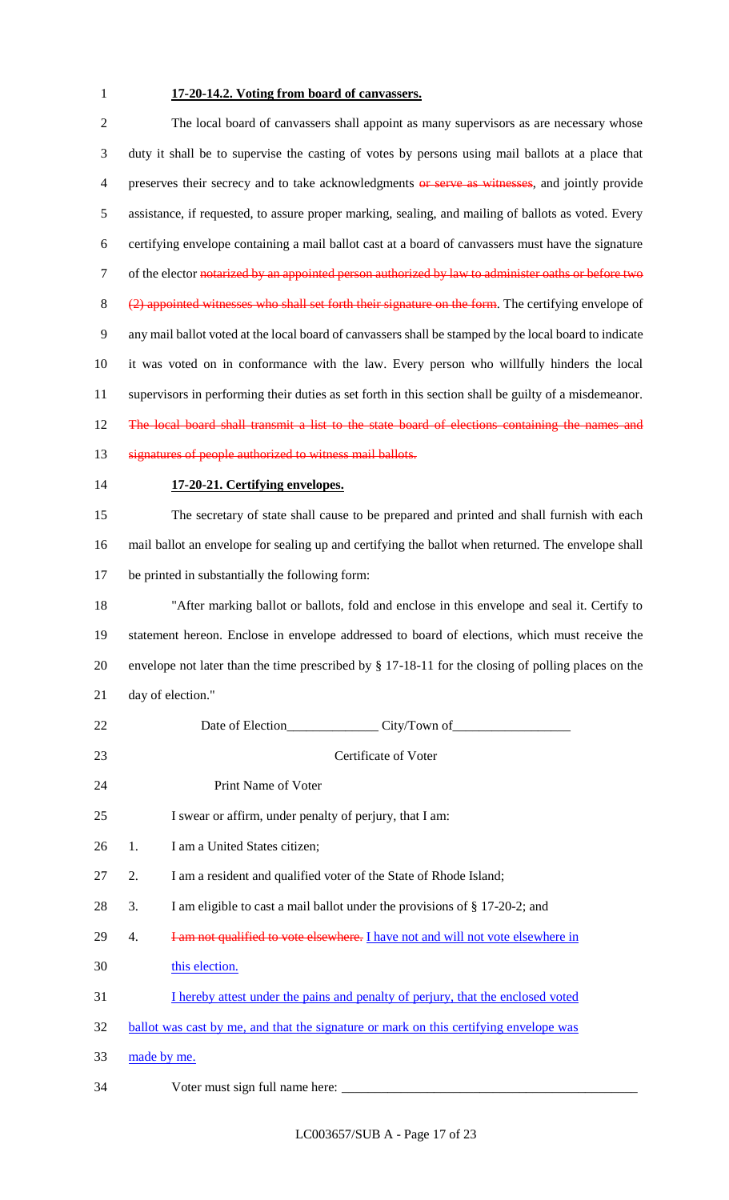1 **17-20-14.2. Voting from board of canvassers.**

2 The local board of canvassers shall appoint as many supervisors as are necessary whose
3 duty it shall be to supervise the casting of votes by persons using mail ballots at a place that
4 preserves their secrecy and to take acknowledgments ~~or serve as witnesses~~, and jointly provide
5 assistance, if requested, to assure proper marking, sealing, and mailing of ballots as voted. Every
6 certifying envelope containing a mail ballot cast at a board of canvassers must have the signature
7 of the elector ~~notarized by an appointed person authorized by law to administer oaths or before two~~
8 ~~(2) appointed witnesses who shall set forth their signature on the form~~. The certifying envelope of
9 any mail ballot voted at the local board of canvassers shall be stamped by the local board to indicate
10 it was voted on in conformance with the law. Every person who willfully hinders the local
11 supervisors in performing their duties as set forth in this section shall be guilty of a misdemeanor.
12 ~~The local board shall transmit a list to the state board of elections containing the names and~~
13 ~~signatures of people authorized to witness mail ballots.~~

14 **17-20-21. Certifying envelopes.**

15 The secretary of state shall cause to be prepared and printed and shall furnish with each
16 mail ballot an envelope for sealing up and certifying the ballot when returned. The envelope shall
17 be printed in substantially the following form:

18 "After marking ballot or ballots, fold and enclose in this envelope and seal it. Certify to
19 statement hereon. Enclose in envelope addressed to board of elections, which must receive the
20 envelope not later than the time prescribed by § 17-18-11 for the closing of polling places on the
21 day of election."

22 Date of Election______________ City/Town of__________________

23 Certificate of Voter

24 Print Name of Voter

25 I swear or affirm, under penalty of perjury, that I am:

26 1. I am a United States citizen;

27 2. I am a resident and qualified voter of the State of Rhode Island;

28 3. I am eligible to cast a mail ballot under the provisions of § 17-20-2; and

29 4. ~~I am not qualified to vote elsewhere.~~ <u>I have not and will not vote elsewhere in</u>
30 <u>this election.</u>

31 <u>I hereby attest under the pains and penalty of perjury, that the enclosed voted</u>
32 <u>ballot was cast by me, and that the signature or mark on this certifying envelope was</u>
33 <u>made by me.</u>

34 Voter must sign full name here: ______________________________________________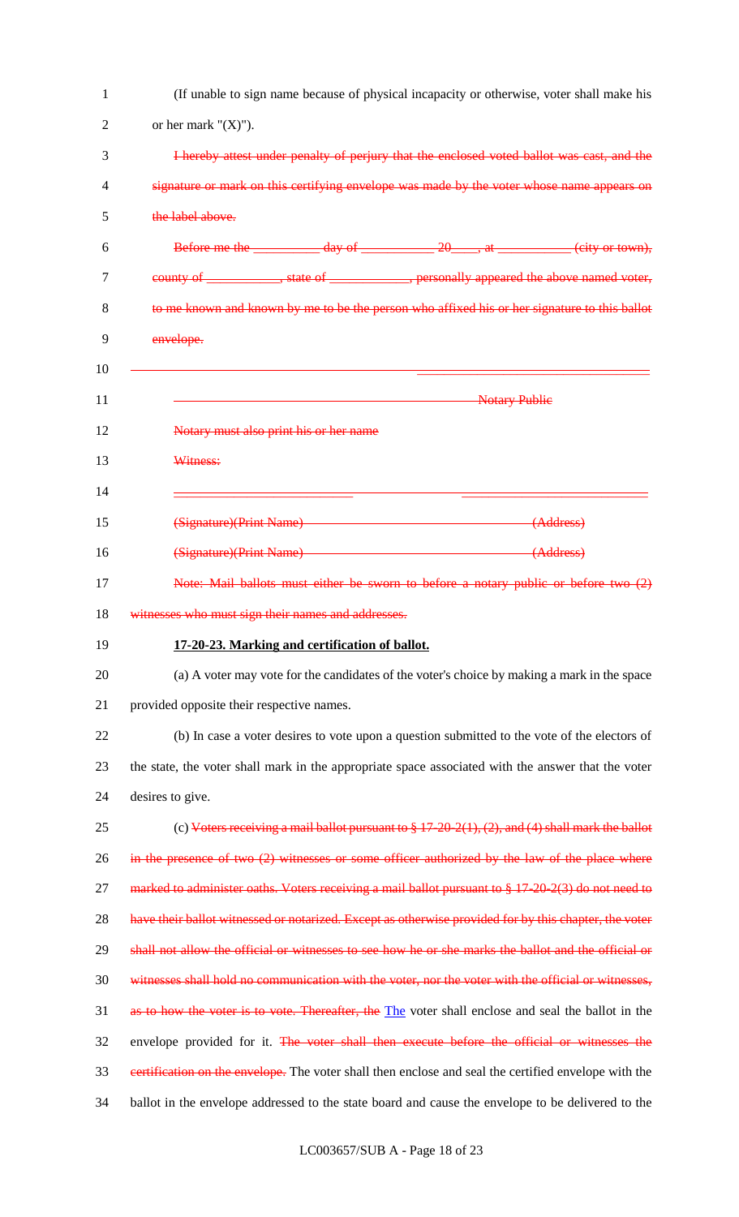(If unable to sign name because of physical incapacity or otherwise, voter shall make his or her mark "(X)").

~~I hereby attest under penalty of perjury that the enclosed voted ballot was cast, and the signature or mark on this certifying envelope was made by the voter whose name appears on the label above.~~

~~Before me the __________ day of __________ 20____, at __________ (city or town), county of __________, state of __________, personally appeared the above named voter, to me known and known by me to be the person who affixed his or her signature to this ballot envelope.~~

~~Notary Public~~

~~Notary must also print his or her name~~

~~Witness:~~

~~(Signature)(Print Name) (Address)~~

~~(Signature)(Print Name) (Address)~~

~~Note: Mail ballots must either be sworn to before a notary public or before two (2) witnesses who must sign their names and addresses.~~

**17-20-23. Marking and certification of ballot.**

(a) A voter may vote for the candidates of the voter's choice by making a mark in the space provided opposite their respective names.

(b) In case a voter desires to vote upon a question submitted to the vote of the electors of the state, the voter shall mark in the appropriate space associated with the answer that the voter desires to give.

(c) ~~Voters receiving a mail ballot pursuant to § 17-20-2(1), (2), and (4) shall mark the ballot in the presence of two (2) witnesses or some officer authorized by the law of the place where marked to administer oaths. Voters receiving a mail ballot pursuant to § 17-20-2(3) do not need to have their ballot witnessed or notarized. Except as otherwise provided for by this chapter, the voter shall not allow the official or witnesses to see how he or she marks the ballot and the official or witnesses shall hold no communication with the voter, nor the voter with the official or witnesses, as to how the voter is to vote. Thereafter, the~~ <u>The</u> voter shall enclose and seal the ballot in the envelope provided for it. ~~The voter shall then execute before the official or witnesses the certification on the envelope.~~ The voter shall then enclose and seal the certified envelope with the ballot in the envelope addressed to the state board and cause the envelope to be delivered to the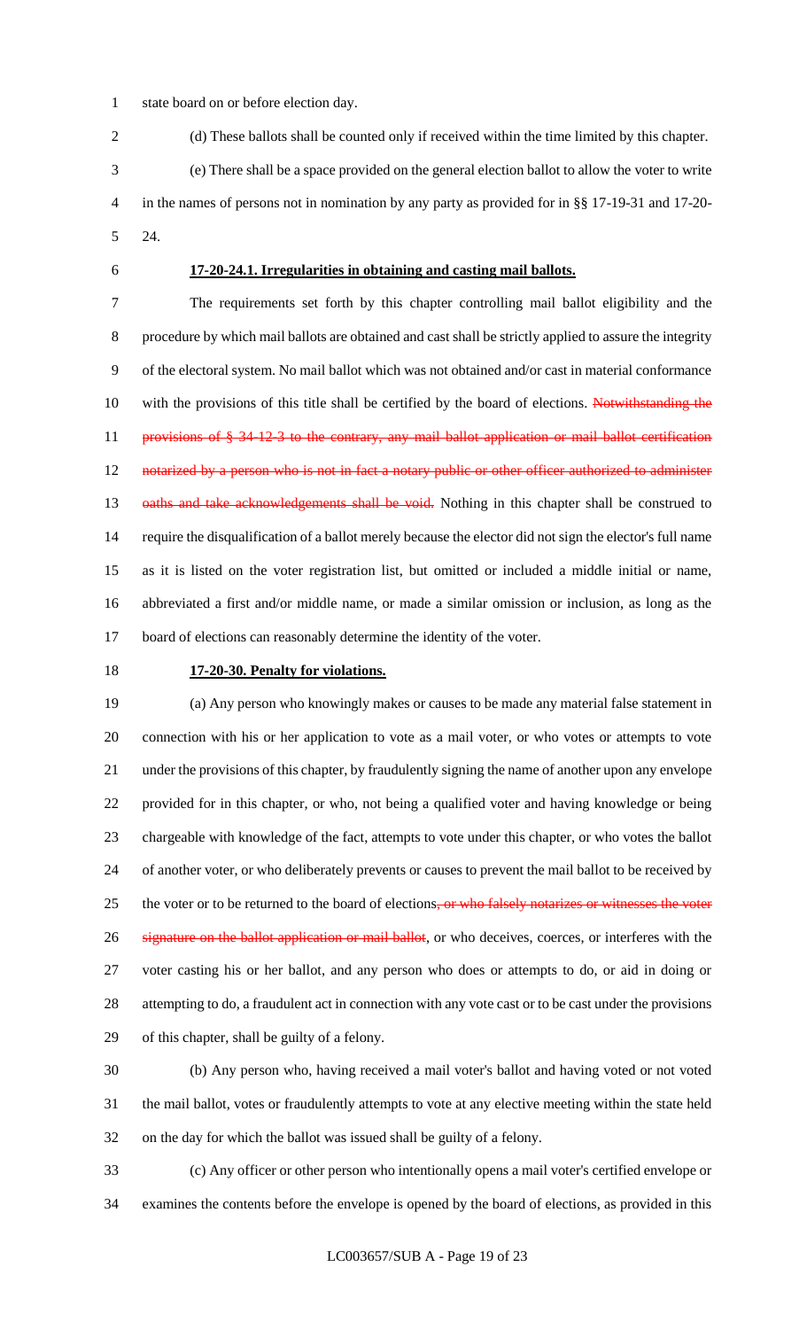state board on or before election day.

(d) These ballots shall be counted only if received within the time limited by this chapter.

(e) There shall be a space provided on the general election ballot to allow the voter to write in the names of persons not in nomination by any party as provided for in §§ 17-19-31 and 17-20-24.

**17-20-24.1. Irregularities in obtaining and casting mail ballots.**

The requirements set forth by this chapter controlling mail ballot eligibility and the procedure by which mail ballots are obtained and cast shall be strictly applied to assure the integrity of the electoral system. No mail ballot which was not obtained and/or cast in material conformance with the provisions of this title shall be certified by the board of elections. ~~Notwithstanding the provisions of § 34-12-3 to the contrary, any mail ballot application or mail ballot certification notarized by a person who is not in fact a notary public or other officer authorized to administer oaths and take acknowledgements shall be void.~~ Nothing in this chapter shall be construed to require the disqualification of a ballot merely because the elector did not sign the elector's full name as it is listed on the voter registration list, but omitted or included a middle initial or name, abbreviated a first and/or middle name, or made a similar omission or inclusion, as long as the board of elections can reasonably determine the identity of the voter.

**17-20-30. Penalty for violations.**

(a) Any person who knowingly makes or causes to be made any material false statement in connection with his or her application to vote as a mail voter, or who votes or attempts to vote under the provisions of this chapter, by fraudulently signing the name of another upon any envelope provided for in this chapter, or who, not being a qualified voter and having knowledge or being chargeable with knowledge of the fact, attempts to vote under this chapter, or who votes the ballot of another voter, or who deliberately prevents or causes to prevent the mail ballot to be received by the voter or to be returned to the board of elections~~, or who falsely notarizes or witnesses the voter signature on the ballot application or mail ballot~~, or who deceives, coerces, or interferes with the voter casting his or her ballot, and any person who does or attempts to do, or aid in doing or attempting to do, a fraudulent act in connection with any vote cast or to be cast under the provisions of this chapter, shall be guilty of a felony.

(b) Any person who, having received a mail voter's ballot and having voted or not voted the mail ballot, votes or fraudulently attempts to vote at any elective meeting within the state held on the day for which the ballot was issued shall be guilty of a felony.

(c) Any officer or other person who intentionally opens a mail voter's certified envelope or examines the contents before the envelope is opened by the board of elections, as provided in this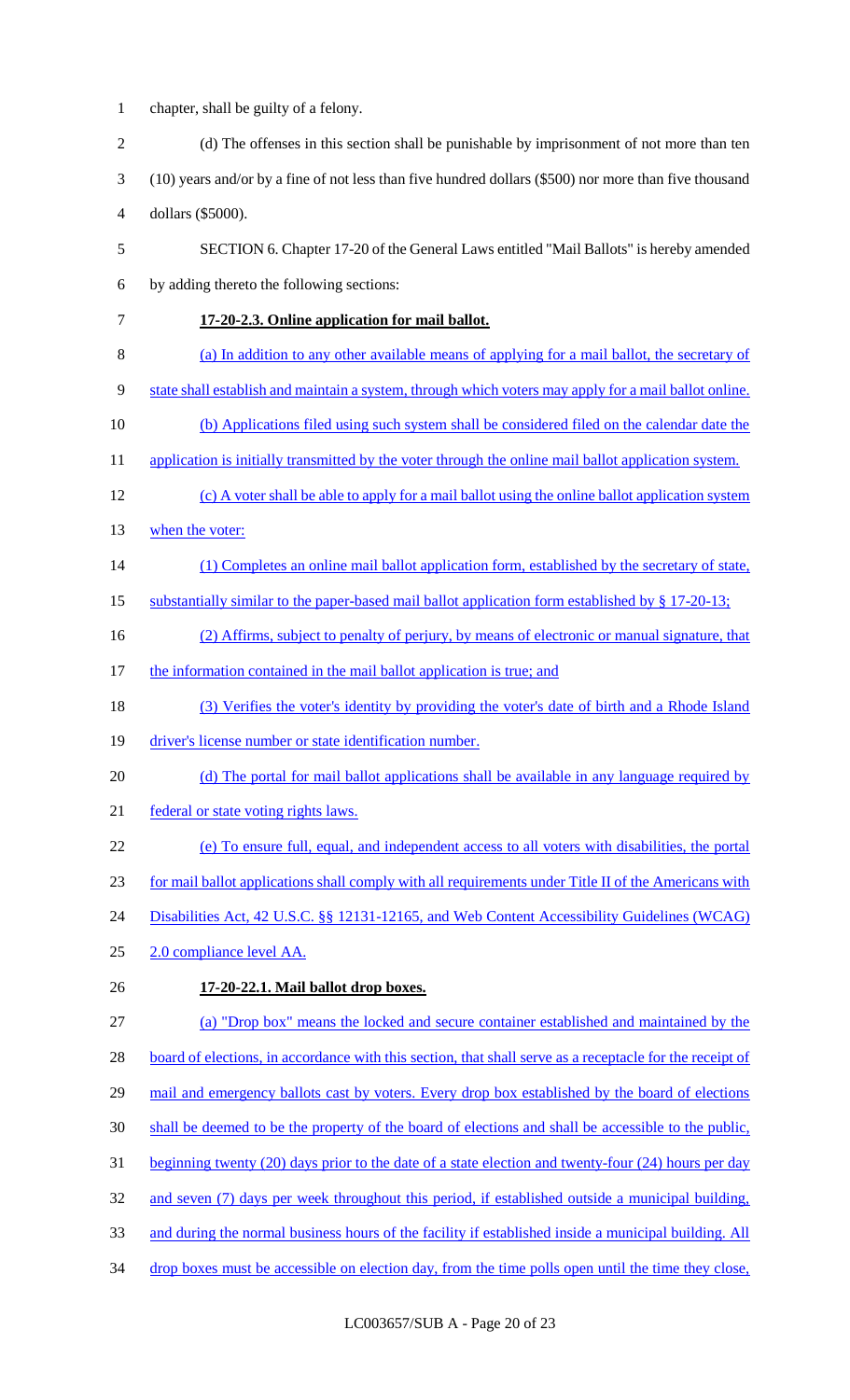chapter, shall be guilty of a felony.

(d) The offenses in this section shall be punishable by imprisonment of not more than ten (10) years and/or by a fine of not less than five hundred dollars ($500) nor more than five thousand dollars ($5000).

SECTION 6. Chapter 17-20 of the General Laws entitled "Mail Ballots" is hereby amended by adding thereto the following sections:

**17-20-2.3. Online application for mail ballot.**

(a) In addition to any other available means of applying for a mail ballot, the secretary of state shall establish and maintain a system, through which voters may apply for a mail ballot online.

(b) Applications filed using such system shall be considered filed on the calendar date the application is initially transmitted by the voter through the online mail ballot application system.

(c) A voter shall be able to apply for a mail ballot using the online ballot application system when the voter:

(1) Completes an online mail ballot application form, established by the secretary of state, substantially similar to the paper-based mail ballot application form established by § 17-20-13;

(2) Affirms, subject to penalty of perjury, by means of electronic or manual signature, that the information contained in the mail ballot application is true; and

(3) Verifies the voter's identity by providing the voter's date of birth and a Rhode Island driver's license number or state identification number.

(d) The portal for mail ballot applications shall be available in any language required by federal or state voting rights laws.

(e) To ensure full, equal, and independent access to all voters with disabilities, the portal for mail ballot applications shall comply with all requirements under Title II of the Americans with Disabilities Act, 42 U.S.C. §§ 12131-12165, and Web Content Accessibility Guidelines (WCAG) 2.0 compliance level AA.

**17-20-22.1. Mail ballot drop boxes.**

(a) "Drop box" means the locked and secure container established and maintained by the board of elections, in accordance with this section, that shall serve as a receptacle for the receipt of mail and emergency ballots cast by voters. Every drop box established by the board of elections shall be deemed to be the property of the board of elections and shall be accessible to the public, beginning twenty (20) days prior to the date of a state election and twenty-four (24) hours per day and seven (7) days per week throughout this period, if established outside a municipal building, and during the normal business hours of the facility if established inside a municipal building. All drop boxes must be accessible on election day, from the time polls open until the time they close,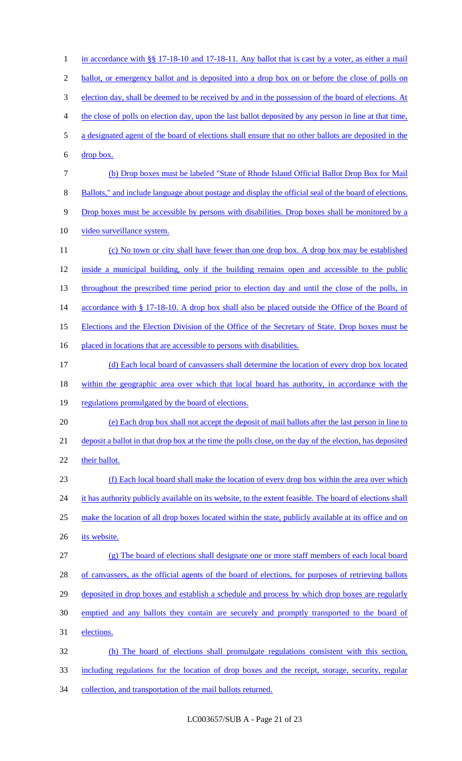in accordance with §§ 17-18-10 and 17-18-11. Any ballot that is cast by a voter, as either a mail ballot, or emergency ballot and is deposited into a drop box on or before the close of polls on election day, shall be deemed to be received by and in the possession of the board of elections. At the close of polls on election day, upon the last ballot deposited by any person in line at that time, a designated agent of the board of elections shall ensure that no other ballots are deposited in the drop box.

(b) Drop boxes must be labeled "State of Rhode Island Official Ballot Drop Box for Mail Ballots," and include language about postage and display the official seal of the board of elections. Drop boxes must be accessible by persons with disabilities. Drop boxes shall be monitored by a video surveillance system.

(c) No town or city shall have fewer than one drop box. A drop box may be established inside a municipal building, only if the building remains open and accessible to the public throughout the prescribed time period prior to election day and until the close of the polls, in accordance with § 17-18-10. A drop box shall also be placed outside the Office of the Board of Elections and the Election Division of the Office of the Secretary of State. Drop boxes must be placed in locations that are accessible to persons with disabilities.

(d) Each local board of canvassers shall determine the location of every drop box located within the geographic area over which that local board has authority, in accordance with the regulations promulgated by the board of elections.

(e) Each drop box shall not accept the deposit of mail ballots after the last person in line to deposit a ballot in that drop box at the time the polls close, on the day of the election, has deposited their ballot.

(f) Each local board shall make the location of every drop box within the area over which it has authority publicly available on its website, to the extent feasible. The board of elections shall make the location of all drop boxes located within the state, publicly available at its office and on its website.

(g) The board of elections shall designate one or more staff members of each local board of canvassers, as the official agents of the board of elections, for purposes of retrieving ballots deposited in drop boxes and establish a schedule and process by which drop boxes are regularly emptied and any ballots they contain are securely and promptly transported to the board of elections.

(h) The board of elections shall promulgate regulations consistent with this section, including regulations for the location of drop boxes and the receipt, storage, security, regular collection, and transportation of the mail ballots returned.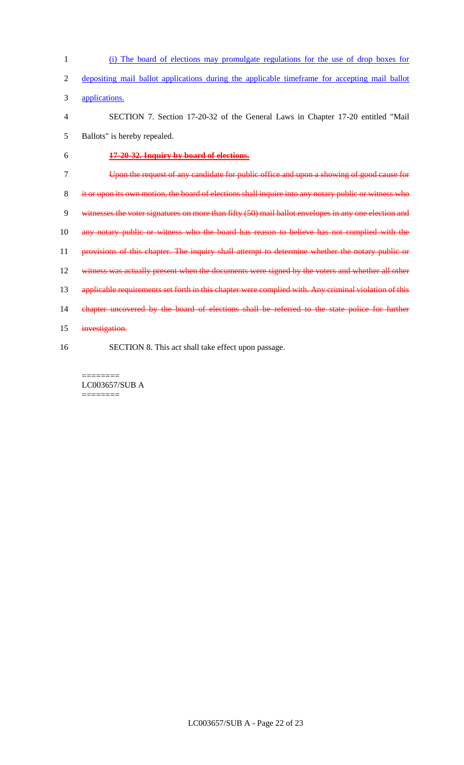(i) The board of elections may promulgate regulations for the use of drop boxes for depositing mail ballot applications during the applicable timeframe for accepting mail ballot applications.

SECTION 7. Section 17-20-32 of the General Laws in Chapter 17-20 entitled "Mail Ballots" is hereby repealed.

~~**17-20-32. Inquiry by board of elections.**~~

~~Upon the request of any candidate for public office and upon a showing of good cause for it or upon its own motion, the board of elections shall inquire into any notary public or witness who witnesses the voter signatures on more than fifty (50) mail ballot envelopes in any one election and any notary public or witness who the board has reason to believe has not complied with the provisions of this chapter. The inquiry shall attempt to determine whether the notary public or witness was actually present when the documents were signed by the voters and whether all other applicable requirements set forth in this chapter were complied with. Any criminal violation of this chapter uncovered by the board of elections shall be referred to the state police for further investigation.~~

SECTION 8. This act shall take effect upon passage.

========
LC003657/SUB A
========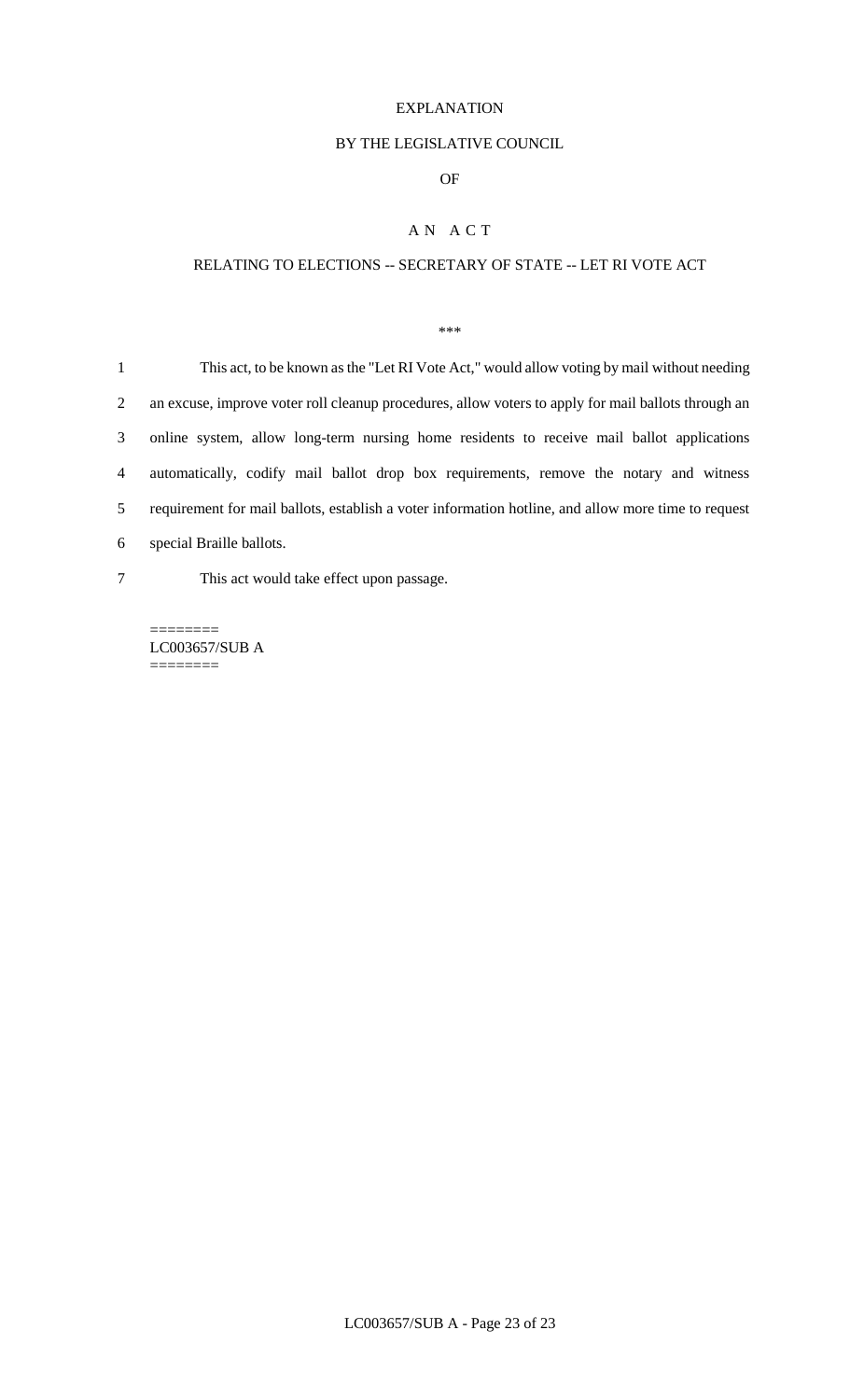EXPLANATION

BY THE LEGISLATIVE COUNCIL

OF

A N A C T

RELATING TO ELECTIONS -- SECRETARY OF STATE -- LET RI VOTE ACT

***

1 This act, to be known as the "Let RI Vote Act," would allow voting by mail without needing
2 an excuse, improve voter roll cleanup procedures, allow voters to apply for mail ballots through an
3 online system, allow long-term nursing home residents to receive mail ballot applications
4 automatically, codify mail ballot drop box requirements, remove the notary and witness
5 requirement for mail ballots, establish a voter information hotline, and allow more time to request
6 special Braille ballots.

7 This act would take effect upon passage.

========
LC003657/SUB A
========